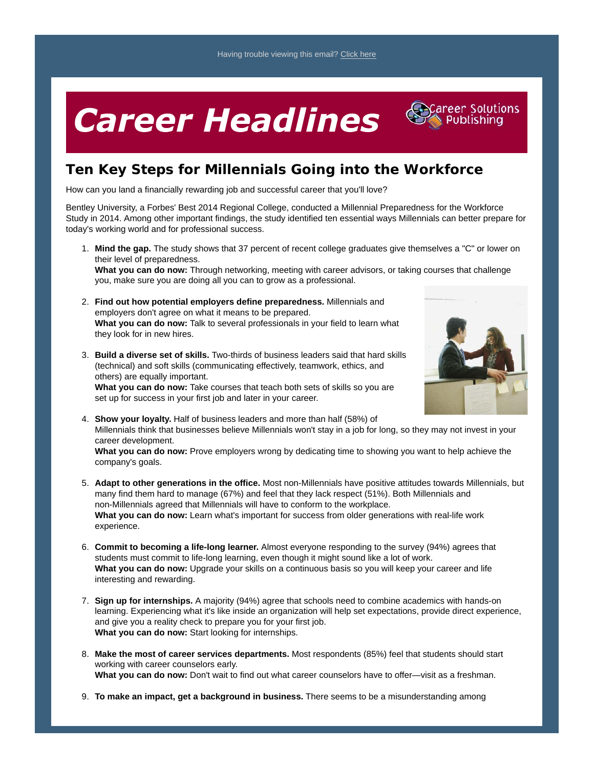Having trouble viewing this email? Click here

# Career Headlines

Career Solutions Publishing

## Ten Key Steps for Millennials Going into the Workforce

How can you land a financially rewarding job and successful career that you'll love?

Bentley University, a Forbes' Best 2014 Regional College, conducted a Millennial Preparedness for the Workforce Study in 2014. Among other important findings, the study identified ten essential ways Millennials can better prepare for today's working world and for professional success.

1. **Mind the gap.** The study shows that 37 percent of recent college graduates give themselves a "C" or lower on their level of preparedness.
   **What you can do now:** Through networking, meeting with career advisors, or taking courses that challenge you, make sure you are doing all you can to grow as a professional.

2. **Find out how potential employers define preparedness.** Millennials and employers don't agree on what it means to be prepared.
   **What you can do now:** Talk to several professionals in your field to learn what they look for in new hires.

3. **Build a diverse set of skills.** Two-thirds of business leaders said that hard skills (technical) and soft skills (communicating effectively, teamwork, ethics, and others) are equally important.
   **What you can do now:** Take courses that teach both sets of skills so you are set up for success in your first job and later in your career.

4. **Show your loyalty.** Half of business leaders and more than half (58%) of Millennials think that businesses believe Millennials won't stay in a job for long, so they may not invest in your career development.
   **What you can do now:** Prove employers wrong by dedicating time to showing you want to help achieve the company's goals.

5. **Adapt to other generations in the office.** Most non-Millennials have positive attitudes towards Millennials, but many find them hard to manage (67%) and feel that they lack respect (51%). Both Millennials and non-Millennials agreed that Millennials will have to conform to the workplace.
   **What you can do now:** Learn what's important for success from older generations with real-life work experience.

6. **Commit to becoming a life-long learner.** Almost everyone responding to the survey (94%) agrees that students must commit to life-long learning, even though it might sound like a lot of work.
   **What you can do now:** Upgrade your skills on a continuous basis so you will keep your career and life interesting and rewarding.

7. **Sign up for internships.** A majority (94%) agree that schools need to combine academics with hands-on learning. Experiencing what it's like inside an organization will help set expectations, provide direct experience, and give you a reality check to prepare you for your first job.
   **What you can do now:** Start looking for internships.

8. **Make the most of career services departments.** Most respondents (85%) feel that students should start working with career counselors early.
   **What you can do now:** Don't wait to find out what career counselors have to offer—visit as a freshman.

9. **To make an impact, get a background in business.** There seems to be a misunderstanding among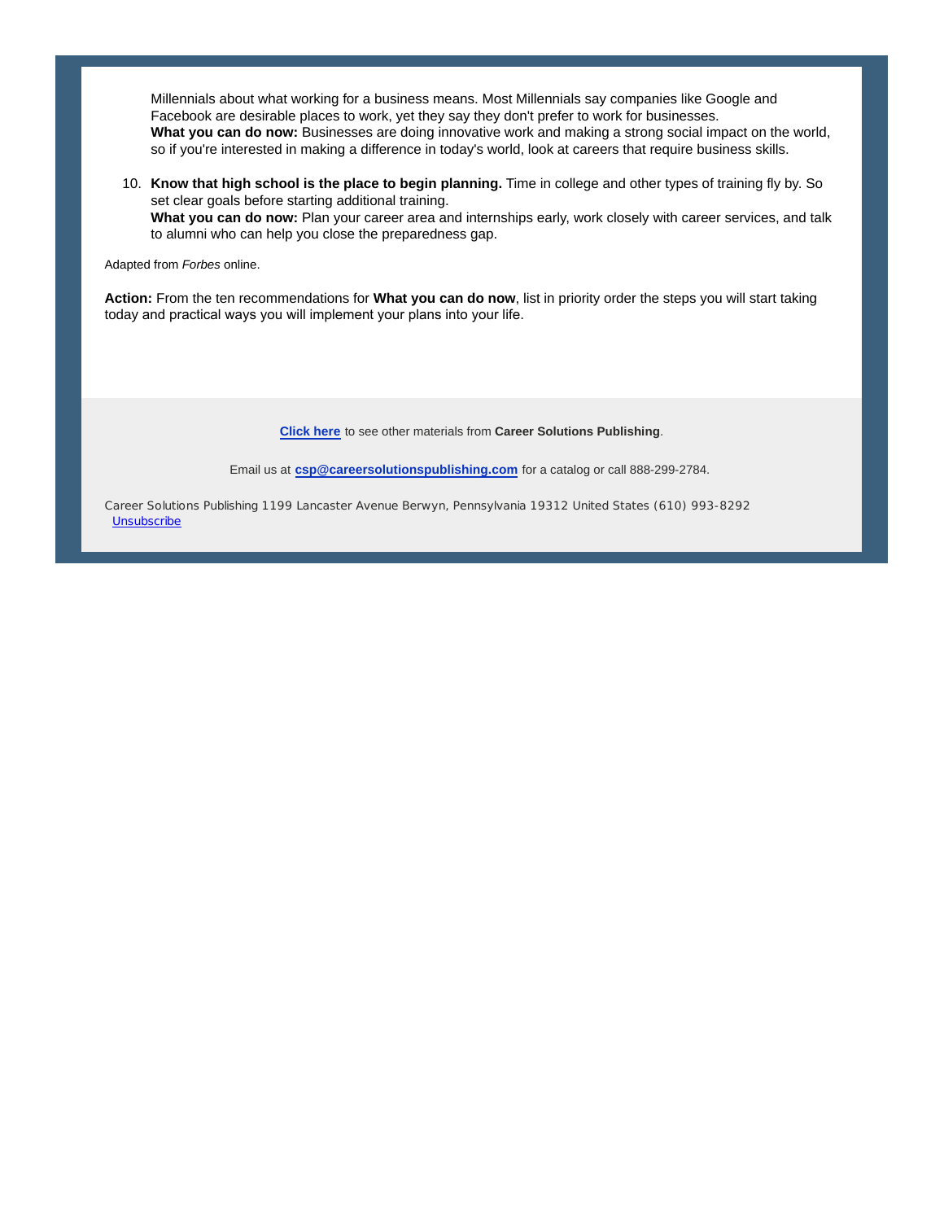Millennials about what working for a business means. Most Millennials say companies like Google and Facebook are desirable places to work, yet they say they don't prefer to work for businesses.
**What you can do now:** Businesses are doing innovative work and making a strong social impact on the world, so if you're interested in making a difference in today's world, look at careers that require business skills.

10. **Know that high school is the place to begin planning.** Time in college and other types of training fly by. So set clear goals before starting additional training.
**What you can do now:** Plan your career area and internships early, work closely with career services, and talk to alumni who can help you close the preparedness gap.

Adapted from *Forbes* online.

**Action:** From the ten recommendations for **What you can do now**, list in priority order the steps you will start taking today and practical ways you will implement your plans into your life.

**Click here** to see other materials from **Career Solutions Publishing**.

Email us at **csp@careersolutionspublishing.com** for a catalog or call 888-299-2784.

Career Solutions Publishing 1199 Lancaster Avenue Berwyn, Pennsylvania 19312 United States (610) 993-8292
Unsubscribe